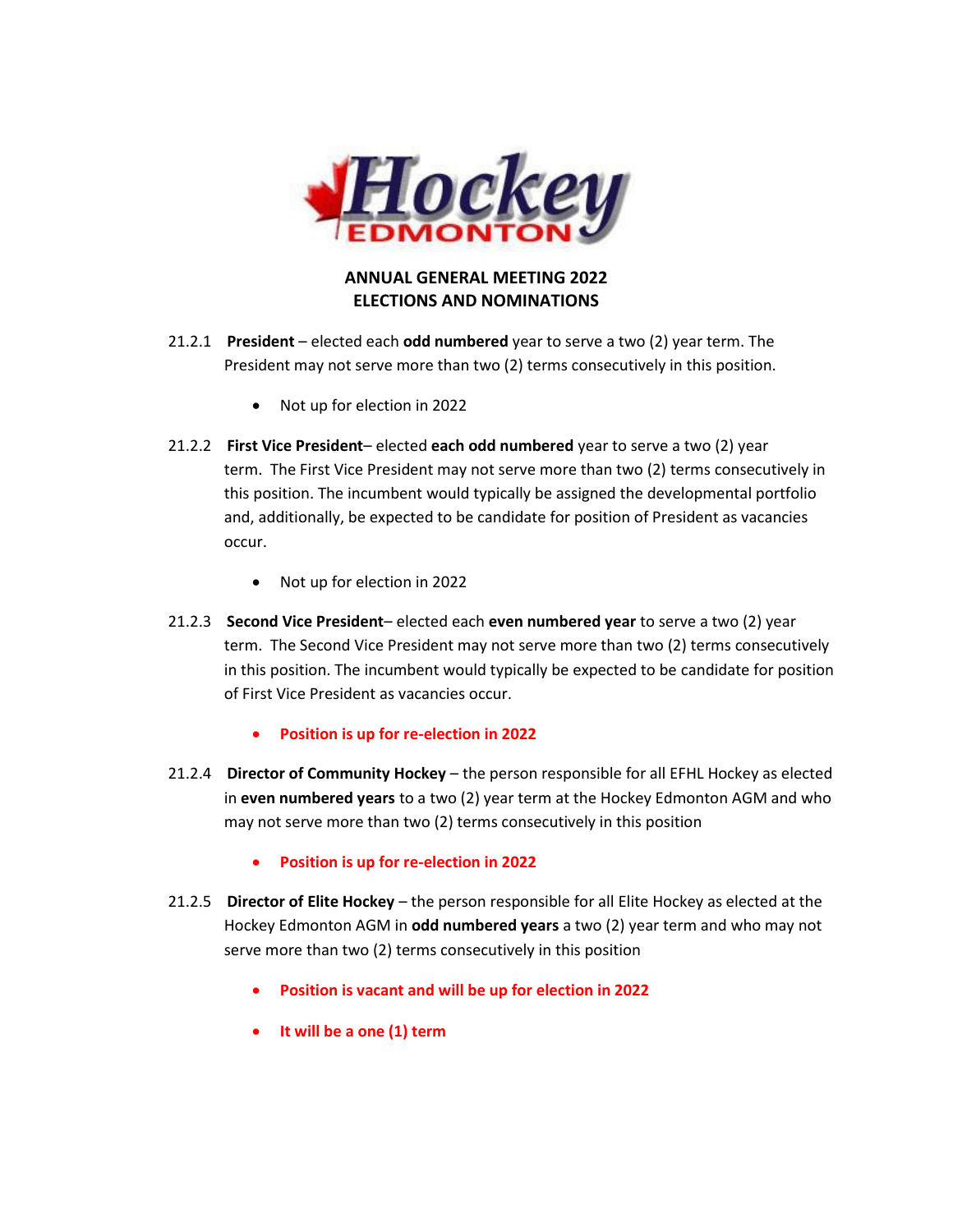# ANNUAL GENERAL MEETING 2022
# ELECTIONS AND NOMINATIONS

21.2.1 **President** – elected each **odd numbered** year to serve a two (2) year term. The President may not serve more than two (2) terms consecutively in this position.

- Not up for election in 2022

21.2.2 **First Vice President**– elected **each odd numbered** year to serve a two (2) year term. The First Vice President may not serve more than two (2) terms consecutively in this position. The incumbent would typically be assigned the developmental portfolio and, additionally, be expected to be candidate for position of President as vacancies occur.

- Not up for election in 2022

21.2.3 **Second Vice President**– elected each **even numbered year** to serve a two (2) year term. The Second Vice President may not serve more than two (2) terms consecutively in this position. The incumbent would typically be expected to be candidate for position of First Vice President as vacancies occur.

- **Position is up for re-election in 2022**

21.2.4 **Director of Community Hockey** – the person responsible for all EFHL Hockey as elected in **even numbered years** to a two (2) year term at the Hockey Edmonton AGM and who may not serve more than two (2) terms consecutively in this position

- **Position is up for re-election in 2022**

21.2.5 **Director of Elite Hockey** – the person responsible for all Elite Hockey as elected at the Hockey Edmonton AGM in **odd numbered years** a two (2) year term and who may not serve more than two (2) terms consecutively in this position

- **Position is vacant and will be up for election in 2022**
- **It will be a one (1) term**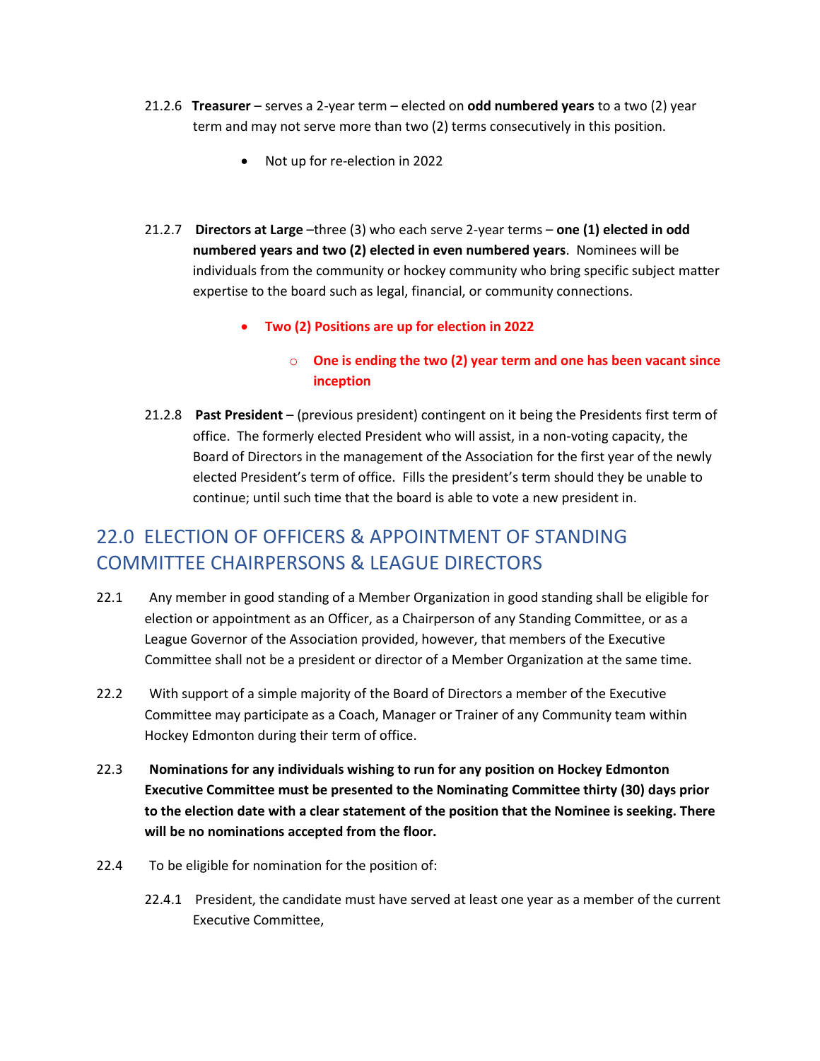21.2.6 **Treasurer** – serves a 2-year term – elected on **odd numbered years** to a two (2) year term and may not serve more than two (2) terms consecutively in this position.

- Not up for re-election in 2022

21.2.7 **Directors at Large** –three (3) who each serve 2-year terms – **one (1) elected in odd numbered years and two (2) elected in even numbered years**. Nominees will be individuals from the community or hockey community who bring specific subject matter expertise to the board such as legal, financial, or community connections.

- **Two (2) Positions are up for election in 2022**
    - **One is ending the two (2) year term and one has been vacant since inception**

21.2.8 **Past President** – (previous president) contingent on it being the Presidents first term of office. The formerly elected President who will assist, in a non-voting capacity, the Board of Directors in the management of the Association for the first year of the newly elected President's term of office. Fills the president's term should they be unable to continue; until such time that the board is able to vote a new president in.

## 22.0 ELECTION OF OFFICERS & APPOINTMENT OF STANDING COMMITTEE CHAIRPERSONS & LEAGUE DIRECTORS

22.1 Any member in good standing of a Member Organization in good standing shall be eligible for election or appointment as an Officer, as a Chairperson of any Standing Committee, or as a League Governor of the Association provided, however, that members of the Executive Committee shall not be a president or director of a Member Organization at the same time.

22.2 With support of a simple majority of the Board of Directors a member of the Executive Committee may participate as a Coach, Manager or Trainer of any Community team within Hockey Edmonton during their term of office.

22.3 **Nominations for any individuals wishing to run for any position on Hockey Edmonton Executive Committee must be presented to the Nominating Committee thirty (30) days prior to the election date with a clear statement of the position that the Nominee is seeking. There will be no nominations accepted from the floor.**

22.4 To be eligible for nomination for the position of:

22.4.1 President, the candidate must have served at least one year as a member of the current Executive Committee,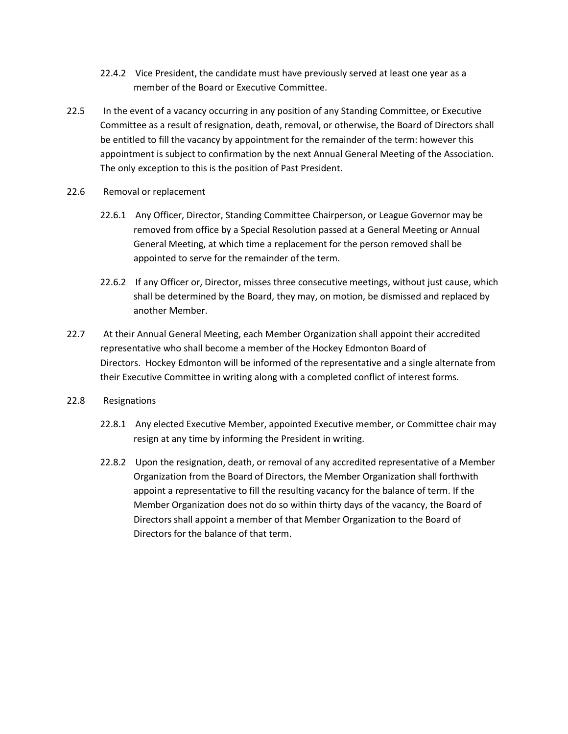22.4.2 Vice President, the candidate must have previously served at least one year as a member of the Board or Executive Committee.

22.5 In the event of a vacancy occurring in any position of any Standing Committee, or Executive Committee as a result of resignation, death, removal, or otherwise, the Board of Directors shall be entitled to fill the vacancy by appointment for the remainder of the term: however this appointment is subject to confirmation by the next Annual General Meeting of the Association. The only exception to this is the position of Past President.

22.6 Removal or replacement

22.6.1 Any Officer, Director, Standing Committee Chairperson, or League Governor may be removed from office by a Special Resolution passed at a General Meeting or Annual General Meeting, at which time a replacement for the person removed shall be appointed to serve for the remainder of the term.

22.6.2 If any Officer or, Director, misses three consecutive meetings, without just cause, which shall be determined by the Board, they may, on motion, be dismissed and replaced by another Member.

22.7 At their Annual General Meeting, each Member Organization shall appoint their accredited representative who shall become a member of the Hockey Edmonton Board of Directors. Hockey Edmonton will be informed of the representative and a single alternate from their Executive Committee in writing along with a completed conflict of interest forms.

22.8 Resignations

22.8.1 Any elected Executive Member, appointed Executive member, or Committee chair may resign at any time by informing the President in writing.

22.8.2 Upon the resignation, death, or removal of any accredited representative of a Member Organization from the Board of Directors, the Member Organization shall forthwith appoint a representative to fill the resulting vacancy for the balance of term. If the Member Organization does not do so within thirty days of the vacancy, the Board of Directors shall appoint a member of that Member Organization to the Board of Directors for the balance of that term.